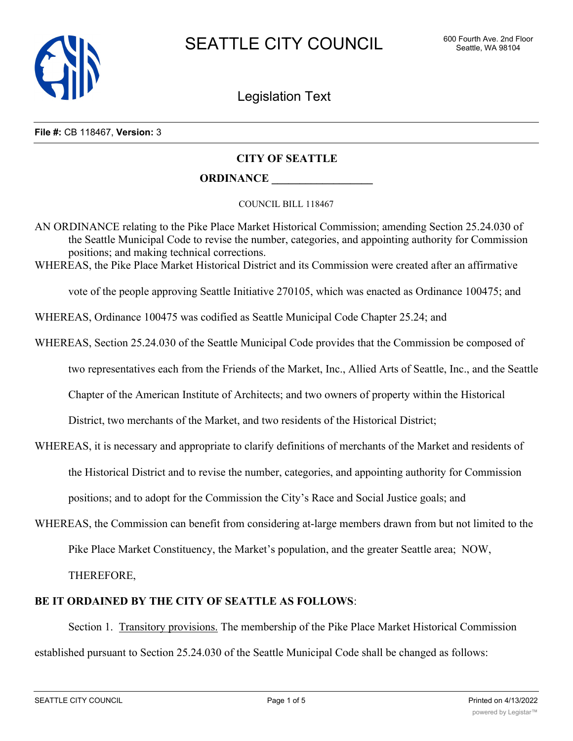# SEATTLE CITY COUNCIL

600 Fourth Ave. 2nd Floor
Seattle, WA 98104

## Legislation Text

**File #:** CB 118467, **Version:** 3

**CITY OF SEATTLE**

**ORDINANCE \_\_\_\_\_\_\_\_\_\_\_\_\_\_\_\_\_\_**

COUNCIL BILL 118467

AN ORDINANCE relating to the Pike Place Market Historical Commission; amending Section 25.24.030 of the Seattle Municipal Code to revise the number, categories, and appointing authority for Commission positions; and making technical corrections.

WHEREAS, the Pike Place Market Historical District and its Commission were created after an affirmative vote of the people approving Seattle Initiative 270105, which was enacted as Ordinance 100475; and

WHEREAS, Ordinance 100475 was codified as Seattle Municipal Code Chapter 25.24; and

WHEREAS, Section 25.24.030 of the Seattle Municipal Code provides that the Commission be composed of two representatives each from the Friends of the Market, Inc., Allied Arts of Seattle, Inc., and the Seattle Chapter of the American Institute of Architects; and two owners of property within the Historical District, two merchants of the Market, and two residents of the Historical District;

WHEREAS, it is necessary and appropriate to clarify definitions of merchants of the Market and residents of the Historical District and to revise the number, categories, and appointing authority for Commission positions; and to adopt for the Commission the City's Race and Social Justice goals; and

WHEREAS, the Commission can benefit from considering at-large members drawn from but not limited to the Pike Place Market Constituency, the Market's population, and the greater Seattle area; NOW, THEREFORE,

**BE IT ORDAINED BY THE CITY OF SEATTLE AS FOLLOWS**:

Section 1. <u>Transitory provisions.</u> The membership of the Pike Place Market Historical Commission established pursuant to Section 25.24.030 of the Seattle Municipal Code shall be changed as follows: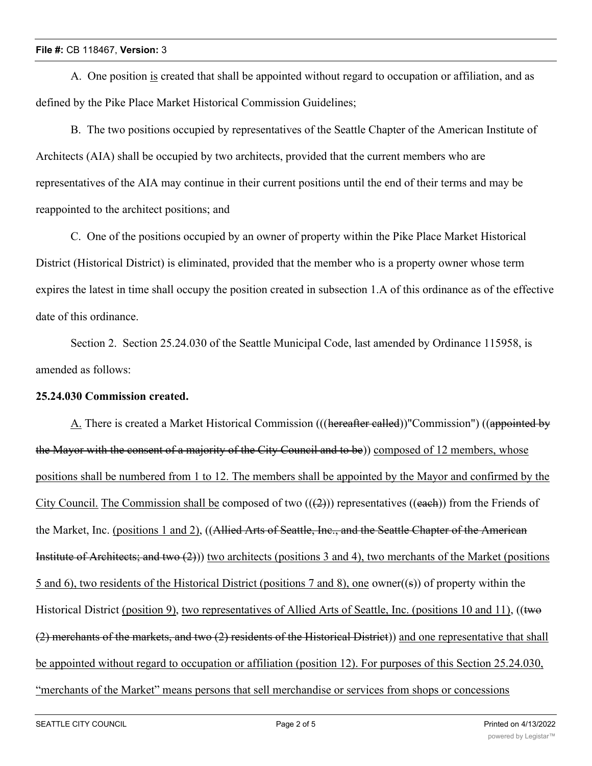A. One position <u>is</u> created that shall be appointed without regard to occupation or affiliation, and as defined by the Pike Place Market Historical Commission Guidelines;

B. The two positions occupied by representatives of the Seattle Chapter of the American Institute of Architects (AIA) shall be occupied by two architects, provided that the current members who are representatives of the AIA may continue in their current positions until the end of their terms and may be reappointed to the architect positions; and

C. One of the positions occupied by an owner of property within the Pike Place Market Historical District (Historical District) is eliminated, provided that the member who is a property owner whose term expires the latest in time shall occupy the position created in subsection 1.A of this ordinance as of the effective date of this ordinance.

Section 2. Section 25.24.030 of the Seattle Municipal Code, last amended by Ordinance 115958, is amended as follows:

**25.24.030 Commission created.**

<u>A.</u> There is created a Market Historical Commission (((~~hereafter called~~))"Commission") ((~~appointed by the Mayor with the consent of a majority of the City Council and to be~~)) <u>composed of 12 members, whose positions shall be numbered from 1 to 12. The members shall be appointed by the Mayor and confirmed by the City Council.</u> <u>The Commission shall be</u> composed of two (((~~2~~))) representatives ((~~each~~)) from the Friends of the Market, Inc. <u>(positions 1 and 2)</u>, ((~~Allied Arts of Seattle, Inc., and the Seattle Chapter of the American Institute of Architects; and two (2)~~)) <u>two architects (positions 3 and 4), two merchants of the Market (positions 5 and 6), two residents of the Historical District (positions 7 and 8), one</u> owner((~~s~~)) of property within the Historical District <u>(position 9)</u>, <u>two representatives of Allied Arts of Seattle, Inc. (positions 10 and 11)</u>, ((~~two (2) merchants of the markets, and two (2) residents of the Historical District~~)) <u>and one representative that shall be appointed without regard to occupation or affiliation (position 12). For purposes of this Section 25.24.030, "merchants of the Market" means persons that sell merchandise or services from shops or concessions</u>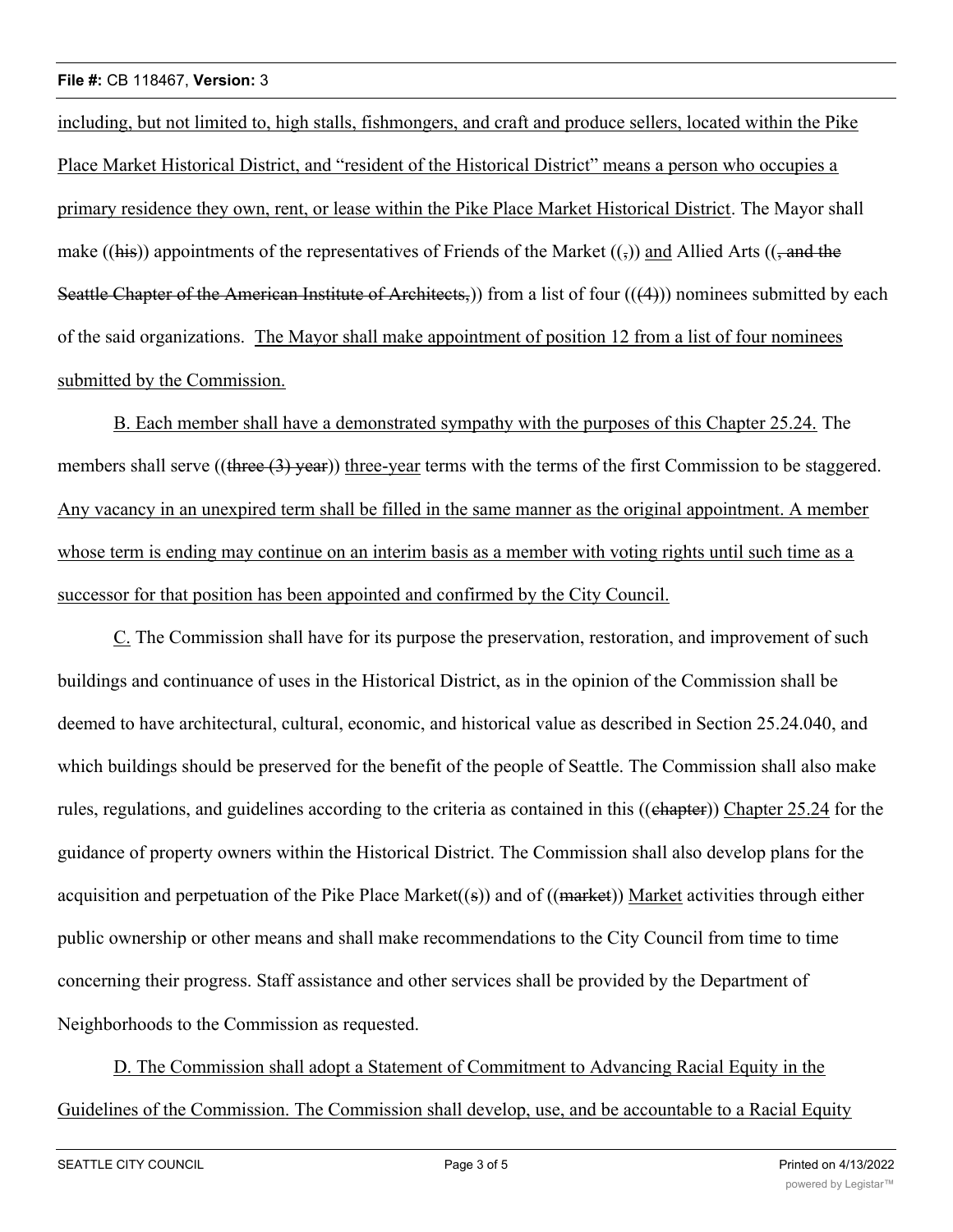<u>including, but not limited to, high stalls, fishmongers, and craft and produce sellers, located within the Pike Place Market Historical District, and "resident of the Historical District" means a person who occupies a primary residence they own, rent, or lease within the Pike Place Market Historical District</u>. The Mayor shall make ((~~his~~)) appointments of the representatives of Friends of the Market ((~~,~~)) <u>and</u> Allied Arts ((~~, and the Seattle Chapter of the American Institute of Architects,~~)) from a list of four ((~~(4)~~)) nominees submitted by each of the said organizations. <u>The Mayor shall make appointment of position 12 from a list of four nominees submitted by the Commission.</u>

<u>B. Each member shall have a demonstrated sympathy with the purposes of this Chapter 25.24.</u> The members shall serve ((~~three (3) year~~)) <u>three-year</u> terms with the terms of the first Commission to be staggered. <u>Any vacancy in an unexpired term shall be filled in the same manner as the original appointment. A member whose term is ending may continue on an interim basis as a member with voting rights until such time as a successor for that position has been appointed and confirmed by the City Council.</u>

<u>C.</u> The Commission shall have for its purpose the preservation, restoration, and improvement of such buildings and continuance of uses in the Historical District, as in the opinion of the Commission shall be deemed to have architectural, cultural, economic, and historical value as described in Section 25.24.040, and which buildings should be preserved for the benefit of the people of Seattle. The Commission shall also make rules, regulations, and guidelines according to the criteria as contained in this ((~~chapter~~)) <u>Chapter 25.24</u> for the guidance of property owners within the Historical District. The Commission shall also develop plans for the acquisition and perpetuation of the Pike Place Market((~~s~~)) and of ((~~market~~)) <u>Market</u> activities through either public ownership or other means and shall make recommendations to the City Council from time to time concerning their progress. Staff assistance and other services shall be provided by the Department of Neighborhoods to the Commission as requested.

<u>D. The Commission shall adopt a Statement of Commitment to Advancing Racial Equity in the Guidelines of the Commission. The Commission shall develop, use, and be accountable to a Racial Equity</u>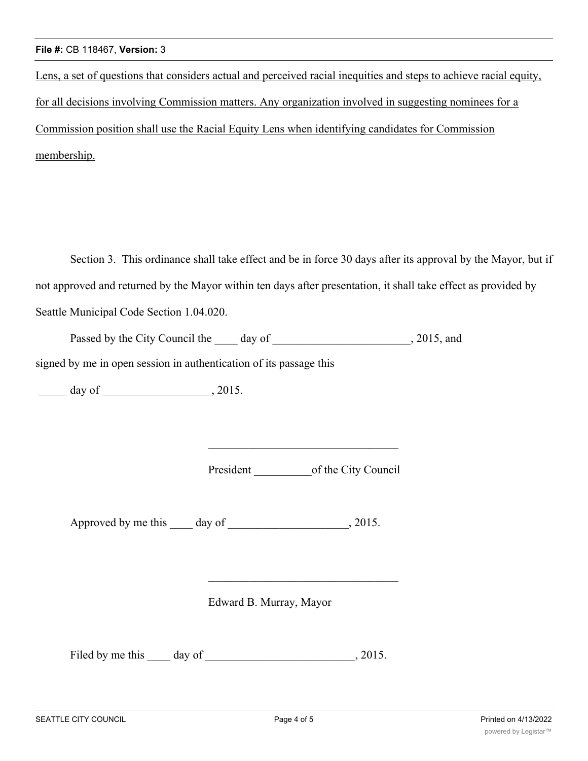<u>Lens, a set of questions that considers actual and perceived racial inequities and steps to achieve racial equity, for all decisions involving Commission matters. Any organization involved in suggesting nominees for a Commission position shall use the Racial Equity Lens when identifying candidates for Commission membership.</u>

Section 3. This ordinance shall take effect and be in force 30 days after its approval by the Mayor, but if not approved and returned by the Mayor within ten days after presentation, it shall take effect as provided by Seattle Municipal Code Section 1.04.020.

Passed by the City Council the ____ day of ________________________, 2015, and signed by me in open session in authentication of its passage this

_____ day of ___________________, 2015.

_________________________________

President __________of the City Council

Approved by me this ____ day of _____________________, 2015.

_________________________________

Edward B. Murray, Mayor

Filed by me this ____ day of __________________________, 2015.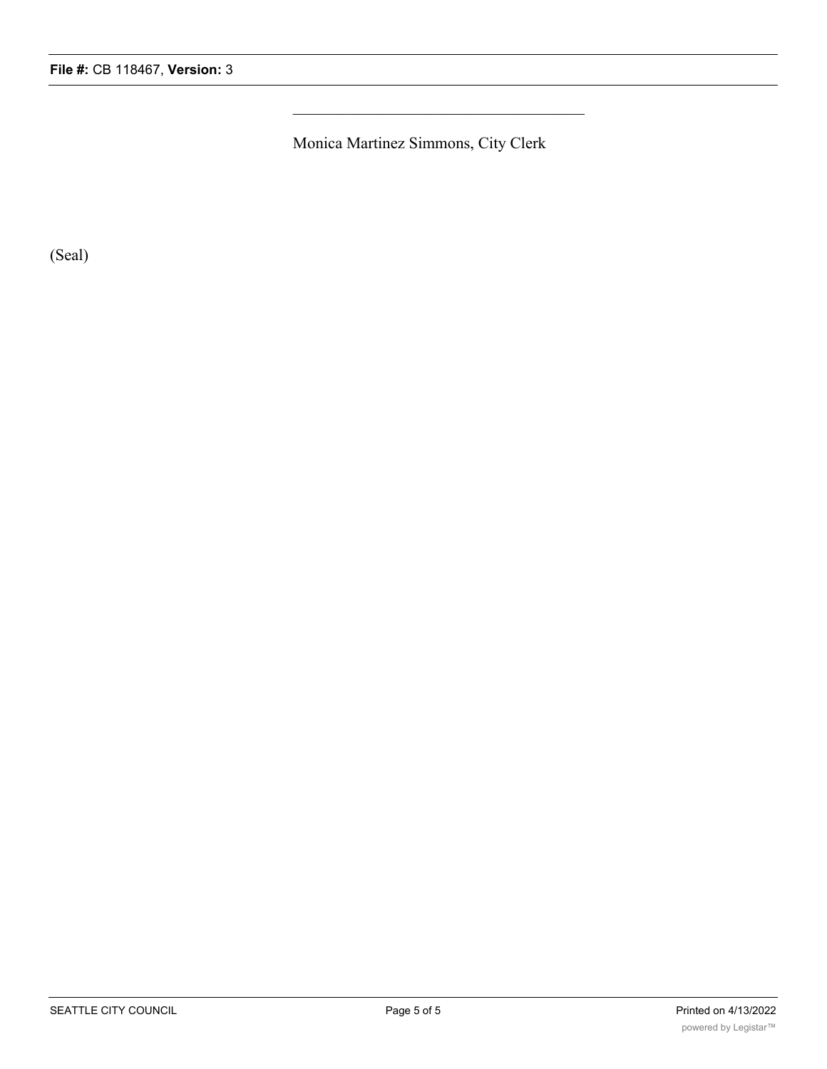\_\_\_\_\_\_\_\_\_\_\_\_\_\_\_\_\_\_\_\_\_\_\_\_\_\_\_\_\_\_\_\_\_\_\_\_\_\_\_

Monica Martinez Simmons, City Clerk

(Seal)